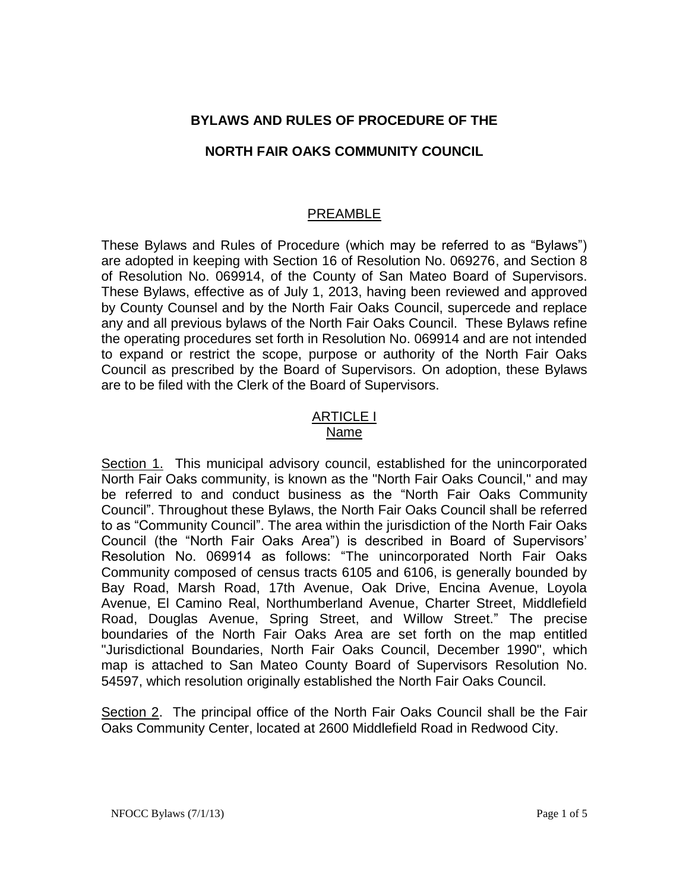# BYLAWS AND RULES OF PROCEDURE OF THE

# NORTH FAIR OAKS COMMUNITY COUNCIL

## PREAMBLE

These Bylaws and Rules of Procedure (which may be referred to as "Bylaws") are adopted in keeping with Section 16 of Resolution No. 069276, and Section 8 of Resolution No. 069914, of the County of San Mateo Board of Supervisors. These Bylaws, effective as of July 1, 2013, having been reviewed and approved by County Counsel and by the North Fair Oaks Council, supercede and replace any and all previous bylaws of the North Fair Oaks Council. These Bylaws refine the operating procedures set forth in Resolution No. 069914 and are not intended to expand or restrict the scope, purpose or authority of the North Fair Oaks Council as prescribed by the Board of Supervisors. On adoption, these Bylaws are to be filed with the Clerk of the Board of Supervisors.

## ARTICLE I
## Name

Section 1. This municipal advisory council, established for the unincorporated North Fair Oaks community, is known as the "North Fair Oaks Council," and may be referred to and conduct business as the "North Fair Oaks Community Council". Throughout these Bylaws, the North Fair Oaks Council shall be referred to as "Community Council". The area within the jurisdiction of the North Fair Oaks Council (the "North Fair Oaks Area") is described in Board of Supervisors' Resolution No. 069914 as follows: "The unincorporated North Fair Oaks Community composed of census tracts 6105 and 6106, is generally bounded by Bay Road, Marsh Road, 17th Avenue, Oak Drive, Encina Avenue, Loyola Avenue, El Camino Real, Northumberland Avenue, Charter Street, Middlefield Road, Douglas Avenue, Spring Street, and Willow Street." The precise boundaries of the North Fair Oaks Area are set forth on the map entitled "Jurisdictional Boundaries, North Fair Oaks Council, December 1990", which map is attached to San Mateo County Board of Supervisors Resolution No. 54597, which resolution originally established the North Fair Oaks Council.

Section 2. The principal office of the North Fair Oaks Council shall be the Fair Oaks Community Center, located at 2600 Middlefield Road in Redwood City.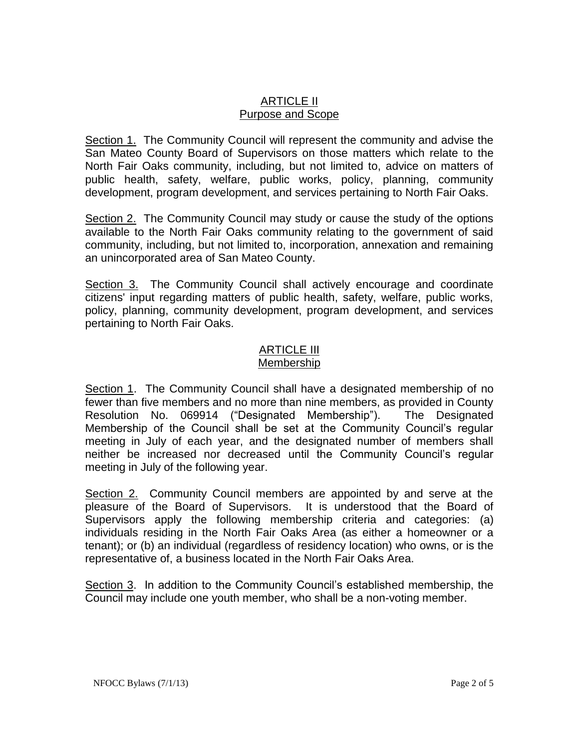## ARTICLE II
## Purpose and Scope

Section 1. The Community Council will represent the community and advise the San Mateo County Board of Supervisors on those matters which relate to the North Fair Oaks community, including, but not limited to, advice on matters of public health, safety, welfare, public works, policy, planning, community development, program development, and services pertaining to North Fair Oaks.

Section 2. The Community Council may study or cause the study of the options available to the North Fair Oaks community relating to the government of said community, including, but not limited to, incorporation, annexation and remaining an unincorporated area of San Mateo County.

Section 3. The Community Council shall actively encourage and coordinate citizens' input regarding matters of public health, safety, welfare, public works, policy, planning, community development, program development, and services pertaining to North Fair Oaks.

## ARTICLE III
## Membership

Section 1. The Community Council shall have a designated membership of no fewer than five members and no more than nine members, as provided in County Resolution No. 069914 ("Designated Membership"). The Designated Membership of the Council shall be set at the Community Council's regular meeting in July of each year, and the designated number of members shall neither be increased nor decreased until the Community Council's regular meeting in July of the following year.

Section 2. Community Council members are appointed by and serve at the pleasure of the Board of Supervisors. It is understood that the Board of Supervisors apply the following membership criteria and categories: (a) individuals residing in the North Fair Oaks Area (as either a homeowner or a tenant); or (b) an individual (regardless of residency location) who owns, or is the representative of, a business located in the North Fair Oaks Area.

Section 3. In addition to the Community Council's established membership, the Council may include one youth member, who shall be a non-voting member.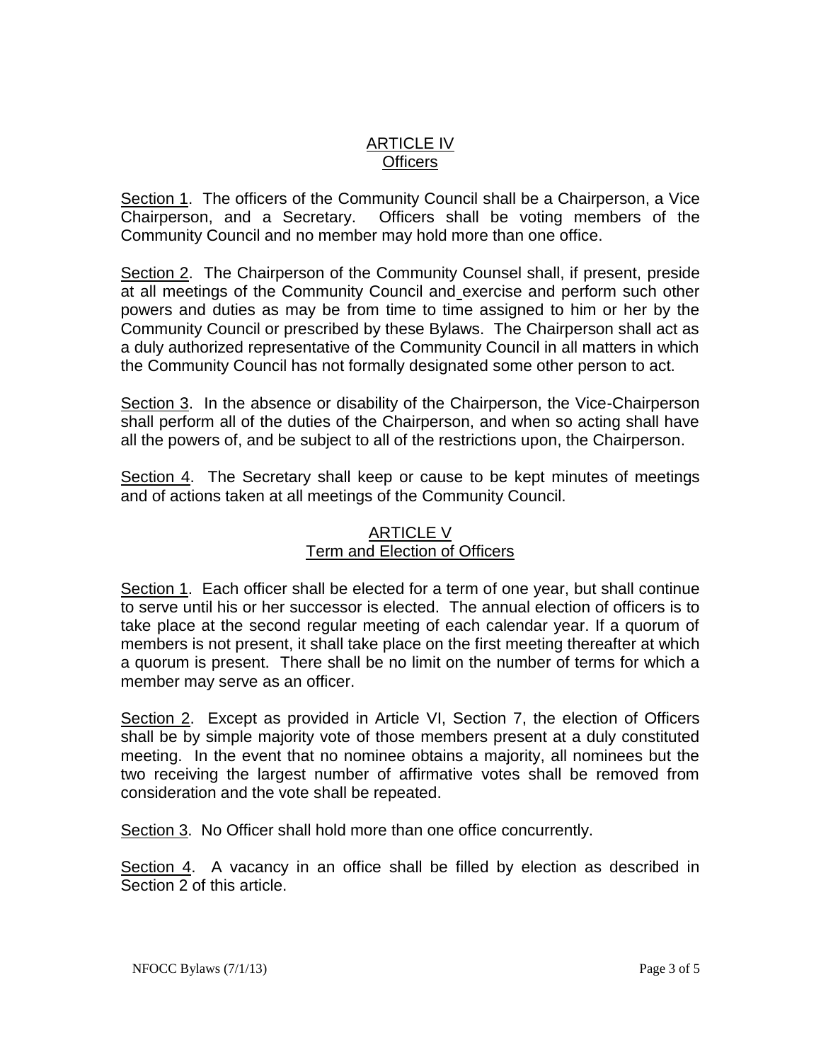## ARTICLE IV
## Officers

Section 1. The officers of the Community Council shall be a Chairperson, a Vice Chairperson, and a Secretary. Officers shall be voting members of the Community Council and no member may hold more than one office.

Section 2. The Chairperson of the Community Counsel shall, if present, preside at all meetings of the Community Council and exercise and perform such other powers and duties as may be from time to time assigned to him or her by the Community Council or prescribed by these Bylaws. The Chairperson shall act as a duly authorized representative of the Community Council in all matters in which the Community Council has not formally designated some other person to act.

Section 3. In the absence or disability of the Chairperson, the Vice-Chairperson shall perform all of the duties of the Chairperson, and when so acting shall have all the powers of, and be subject to all of the restrictions upon, the Chairperson.

Section 4. The Secretary shall keep or cause to be kept minutes of meetings and of actions taken at all meetings of the Community Council.

## ARTICLE V
## Term and Election of Officers

Section 1. Each officer shall be elected for a term of one year, but shall continue to serve until his or her successor is elected. The annual election of officers is to take place at the second regular meeting of each calendar year. If a quorum of members is not present, it shall take place on the first meeting thereafter at which a quorum is present. There shall be no limit on the number of terms for which a member may serve as an officer.

Section 2. Except as provided in Article VI, Section 7, the election of Officers shall be by simple majority vote of those members present at a duly constituted meeting. In the event that no nominee obtains a majority, all nominees but the two receiving the largest number of affirmative votes shall be removed from consideration and the vote shall be repeated.

Section 3. No Officer shall hold more than one office concurrently.

Section 4. A vacancy in an office shall be filled by election as described in Section 2 of this article.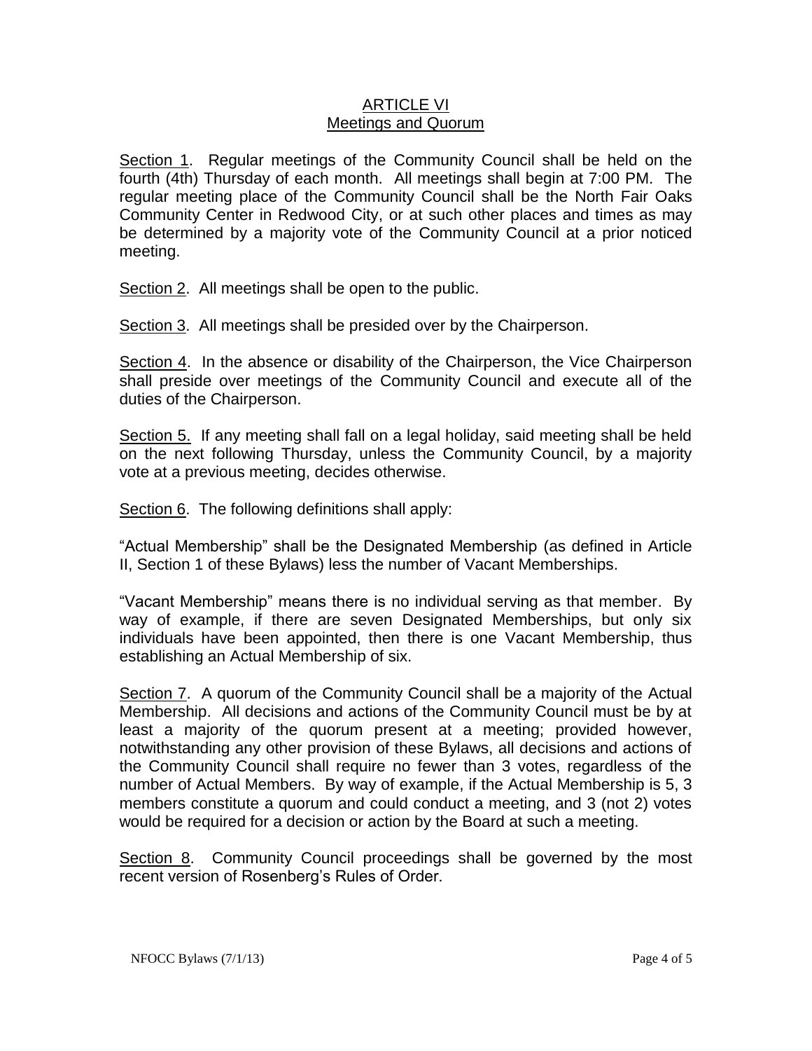## ARTICLE VI
## Meetings and Quorum

Section 1. Regular meetings of the Community Council shall be held on the fourth (4th) Thursday of each month. All meetings shall begin at 7:00 PM. The regular meeting place of the Community Council shall be the North Fair Oaks Community Center in Redwood City, or at such other places and times as may be determined by a majority vote of the Community Council at a prior noticed meeting.

Section 2. All meetings shall be open to the public.

Section 3. All meetings shall be presided over by the Chairperson.

Section 4. In the absence or disability of the Chairperson, the Vice Chairperson shall preside over meetings of the Community Council and execute all of the duties of the Chairperson.

Section 5. If any meeting shall fall on a legal holiday, said meeting shall be held on the next following Thursday, unless the Community Council, by a majority vote at a previous meeting, decides otherwise.

Section 6. The following definitions shall apply:

"Actual Membership" shall be the Designated Membership (as defined in Article II, Section 1 of these Bylaws) less the number of Vacant Memberships.

"Vacant Membership" means there is no individual serving as that member. By way of example, if there are seven Designated Memberships, but only six individuals have been appointed, then there is one Vacant Membership, thus establishing an Actual Membership of six.

Section 7. A quorum of the Community Council shall be a majority of the Actual Membership. All decisions and actions of the Community Council must be by at least a majority of the quorum present at a meeting; provided however, notwithstanding any other provision of these Bylaws, all decisions and actions of the Community Council shall require no fewer than 3 votes, regardless of the number of Actual Members. By way of example, if the Actual Membership is 5, 3 members constitute a quorum and could conduct a meeting, and 3 (not 2) votes would be required for a decision or action by the Board at such a meeting.

Section 8. Community Council proceedings shall be governed by the most recent version of Rosenberg's Rules of Order.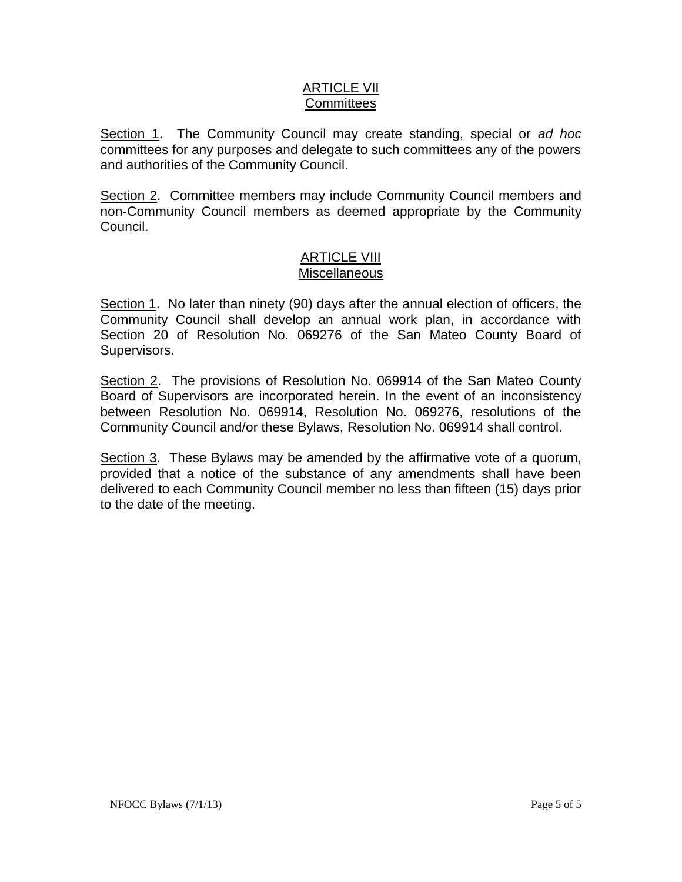## ARTICLE VII
## Committees

Section 1. The Community Council may create standing, special or *ad hoc* committees for any purposes and delegate to such committees any of the powers and authorities of the Community Council.

Section 2. Committee members may include Community Council members and non-Community Council members as deemed appropriate by the Community Council.

## ARTICLE VIII
## Miscellaneous

Section 1. No later than ninety (90) days after the annual election of officers, the Community Council shall develop an annual work plan, in accordance with Section 20 of Resolution No. 069276 of the San Mateo County Board of Supervisors.

Section 2. The provisions of Resolution No. 069914 of the San Mateo County Board of Supervisors are incorporated herein. In the event of an inconsistency between Resolution No. 069914, Resolution No. 069276, resolutions of the Community Council and/or these Bylaws, Resolution No. 069914 shall control.

Section 3. These Bylaws may be amended by the affirmative vote of a quorum, provided that a notice of the substance of any amendments shall have been delivered to each Community Council member no less than fifteen (15) days prior to the date of the meeting.